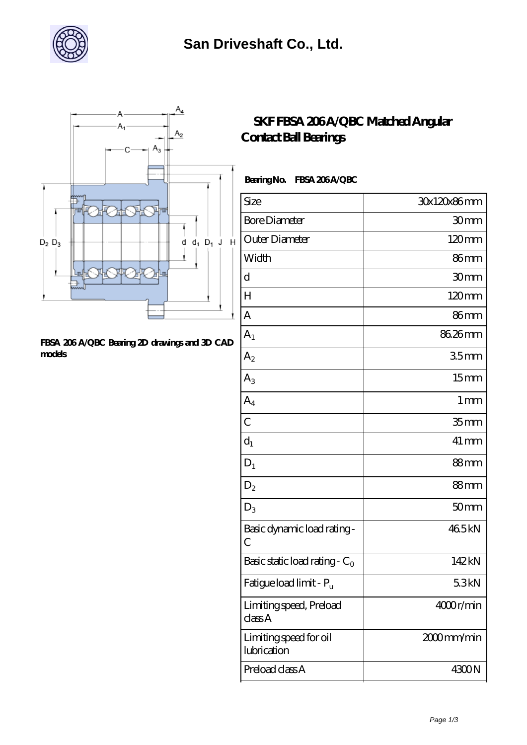# San Driveshaft Co., Ltd.

FBSA 206 A/QBC Bearing 2D drawings and 3D CAD models

## SKF FBSA 206 A/QBC Matched Angular Contact Ball Bearings

**Bearing No. FBSA 206 A/QBC**

| Size | 30x120x86 mm |
| --- | --- |
| Bore Diameter | 30 mm |
| Outer Diameter | 120 mm |
| Width | 86 mm |
| d | 30 mm |
| H | 120 mm |
| A | 86 mm |
| $A_1$ | 86.26 mm |
| $A_2$ | 3.5 mm |
| $A_3$ | 15 mm |
| $A_4$ | 1 mm |
| C | 35 mm |
| $d_1$ | 41 mm |
| $D_1$ | 88 mm |
| $D_2$ | 88 mm |
| $D_3$ | 50 mm |
| Basic dynamic load rating - C | 46.5 kN |
| Basic static load rating - $C_0$ | 142 kN |
| Fatigue load limit - $P_u$ | 5.3 kN |
| Limiting speed, Preload class A | 4000 r/min |
| Limiting speed for oil lubrication | 2000 mm/min |
| Preload class A | 4300 N |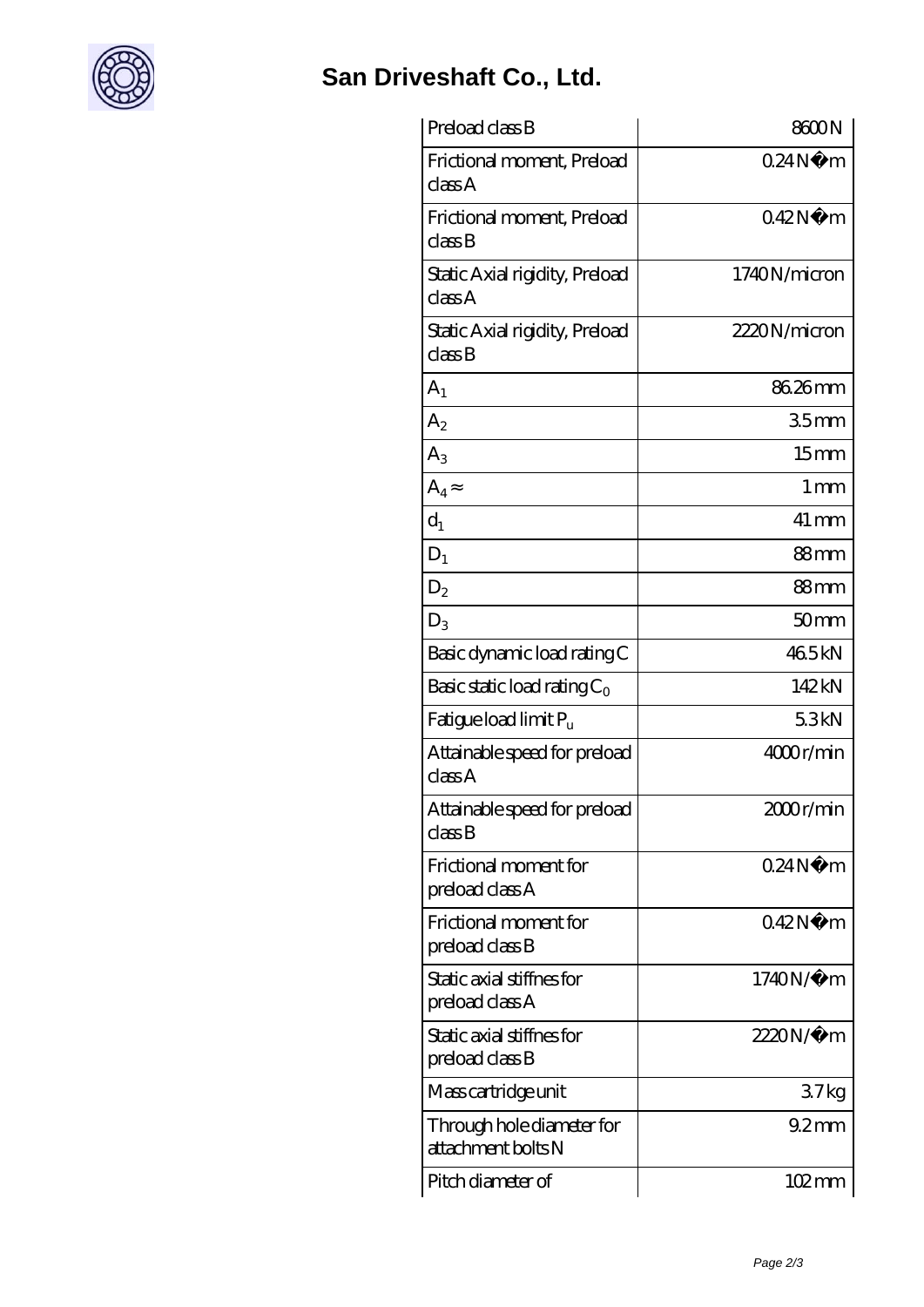# San Driveshaft Co., Ltd.

| | |
|---|---|
| Preload class B | 8600 N |
| Frictional moment, Preload class A | 0.24 N�m |
| Frictional moment, Preload class B | 0.42 N�m |
| Static Axial rigidity, Preload class A | 1740 N/micron |
| Static Axial rigidity, Preload class B | 2220 N/micron |
| $A_1$ | 86.26 mm |
| $A_2$ | 3.5 mm |
| $A_3$ | 15 mm |
| $A_4 \approx$ | 1 mm |
| $d_1$ | 41 mm |
| $D_1$ | 88 mm |
| $D_2$ | 88 mm |
| $D_3$ | 50 mm |
| Basic dynamic load rating C | 46.5 kN |
| Basic static load rating $C_0$ | 142 kN |
| Fatigue load limit $P_u$ | 5.3 kN |
| Attainable speed for preload class A | 4000 r/min |
| Attainable speed for preload class B | 2000 r/min |
| Frictional moment for preload class A | 0.24 N�m |
| Frictional moment for preload class B | 0.42 N�m |
| Static axial stiffnes for preload class A | 1740 N/�m |
| Static axial stiffnes for preload class B | 2220 N/�m |
| Mass cartridge unit | 3.7 kg |
| Through hole diameter for attachment bolts N | 9.2 mm |
| Pitch diameter of | 102 mm |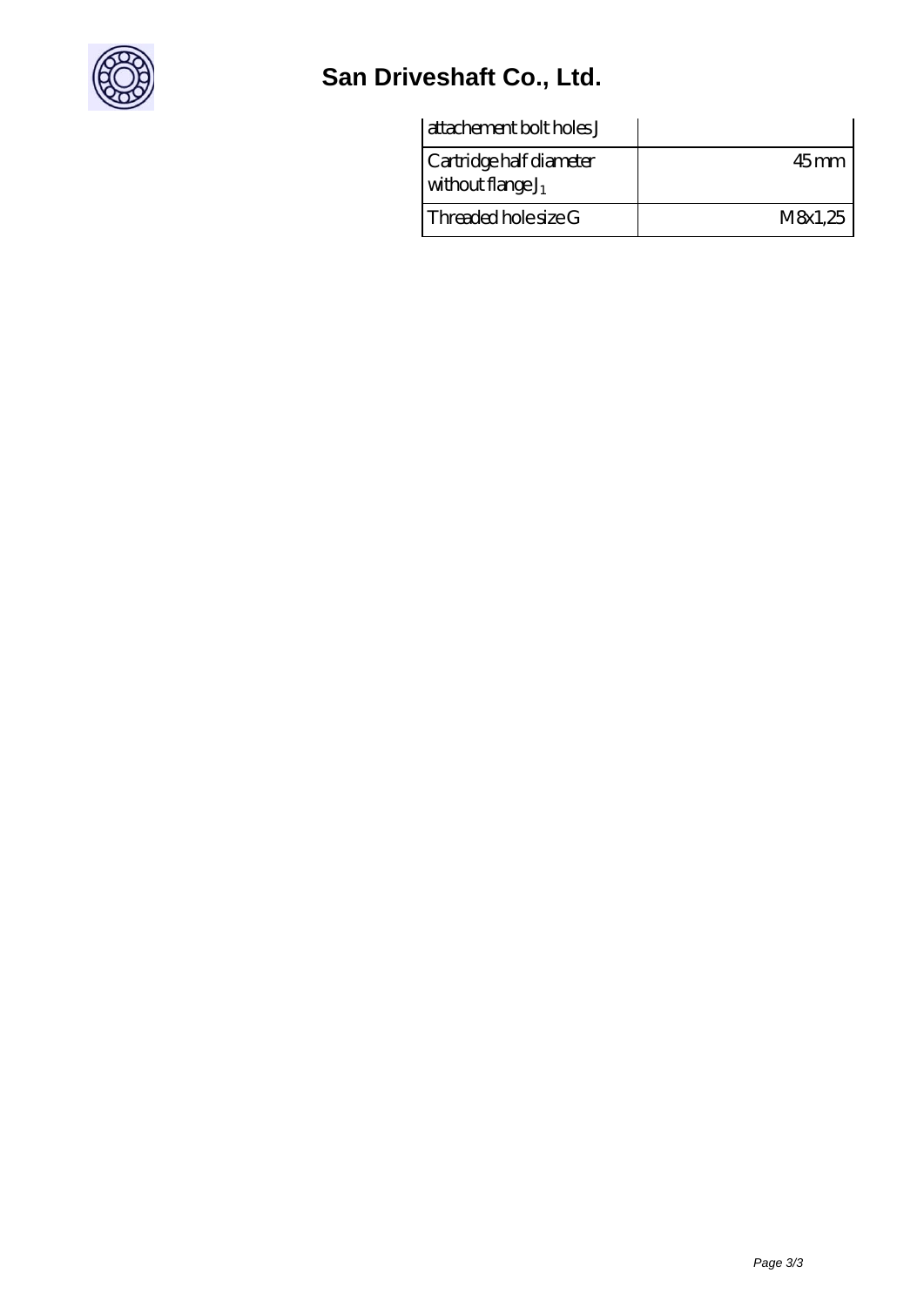| | |
|---|---|
| attachement bolt holes J | |
| Cartridge half diameter without flange $J_1$ | 45 mm |
| Threaded hole size G | M8x1,25 |